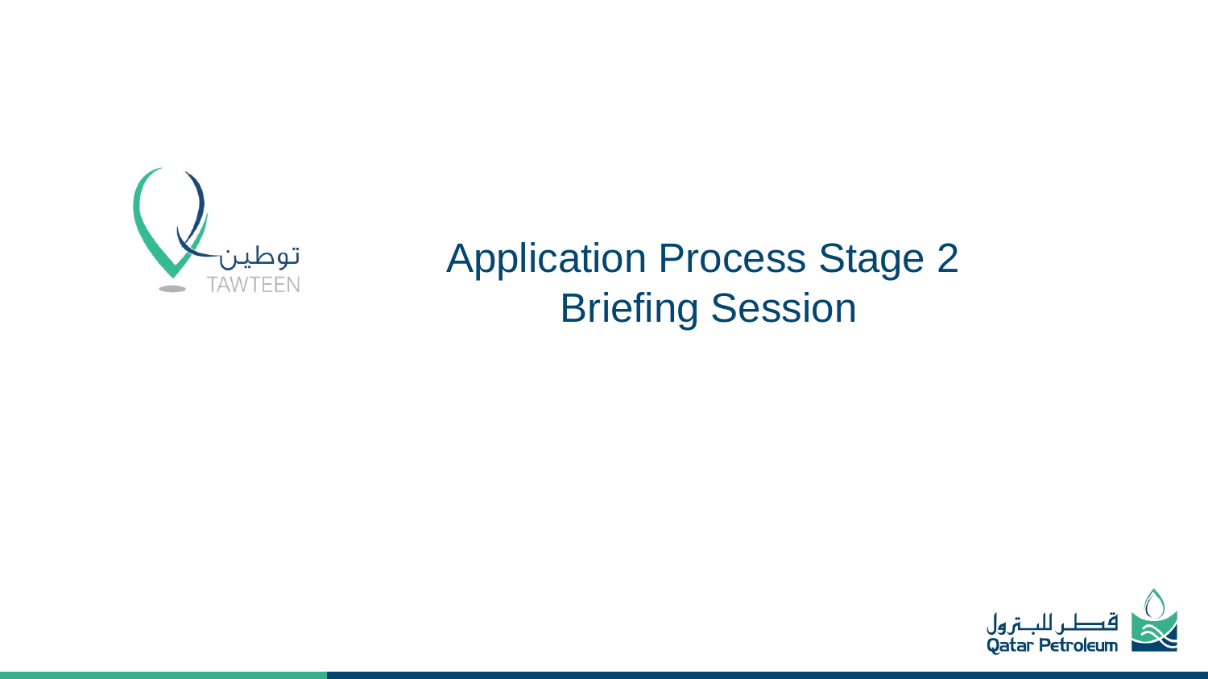توطين
TAWTEEN

# Application Process Stage 2 Briefing Session

قطر للبترول
Qatar Petroleum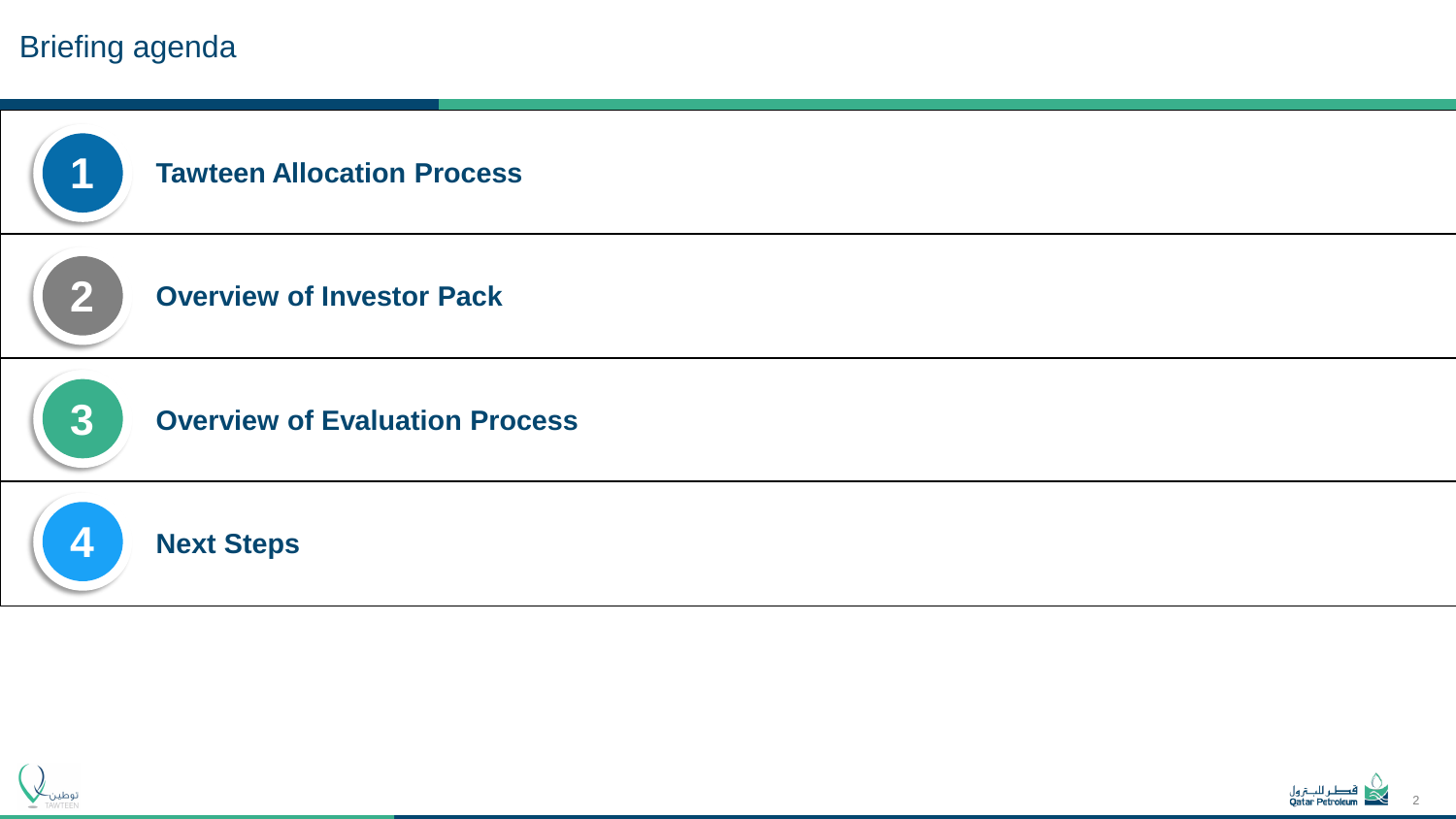# Briefing agenda

1. **Tawteen Allocation Process**
2. **Overview of Investor Pack**
3. **Overview of Evaluation Process**
4. **Next Steps**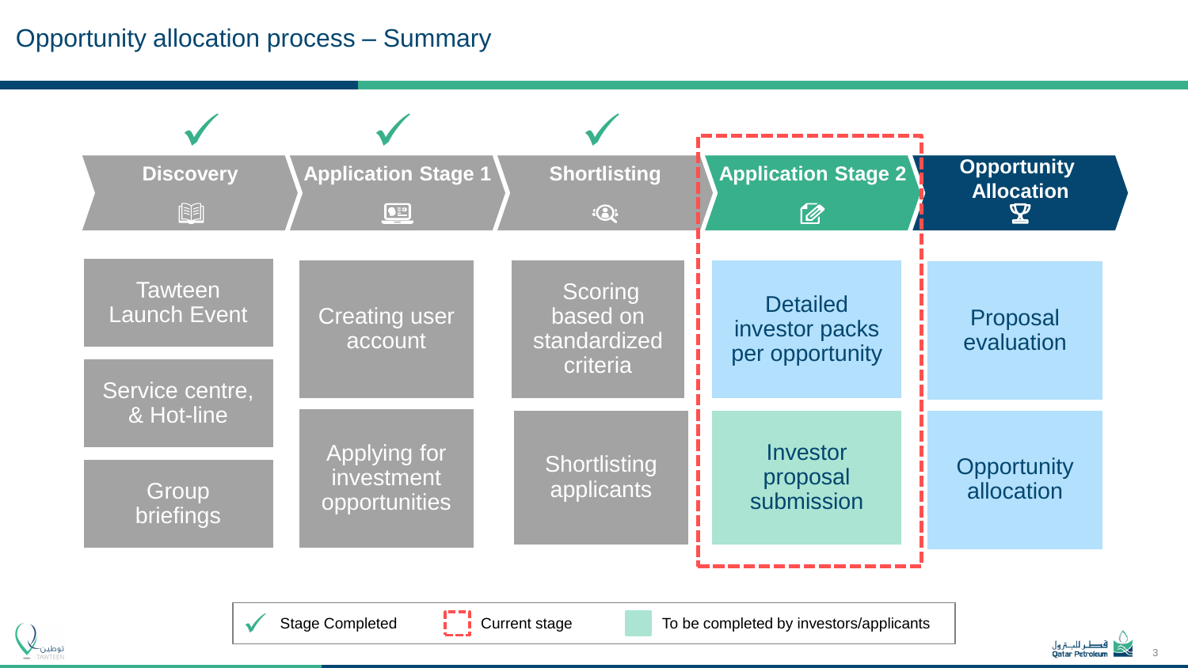# Opportunity allocation process – Summary

| Discovery ✓ | Application Stage 1 ✓ | Shortlisting ✓ | Application Stage 2 (Current stage) | Opportunity Allocation |
|---|---|---|---|---|
| Tawteen Launch Event | Creating user account | Scoring based on standardized criteria | Detailed investor packs per opportunity | Proposal evaluation |
| Service centre, & Hot-line | Applying for investment opportunities | Shortlisting applicants | Investor proposal submission (To be completed by investors/applicants) | Opportunity allocation |
| Group briefings | | | | |

✓ Stage Completed | Current stage | To be completed by investors/applicants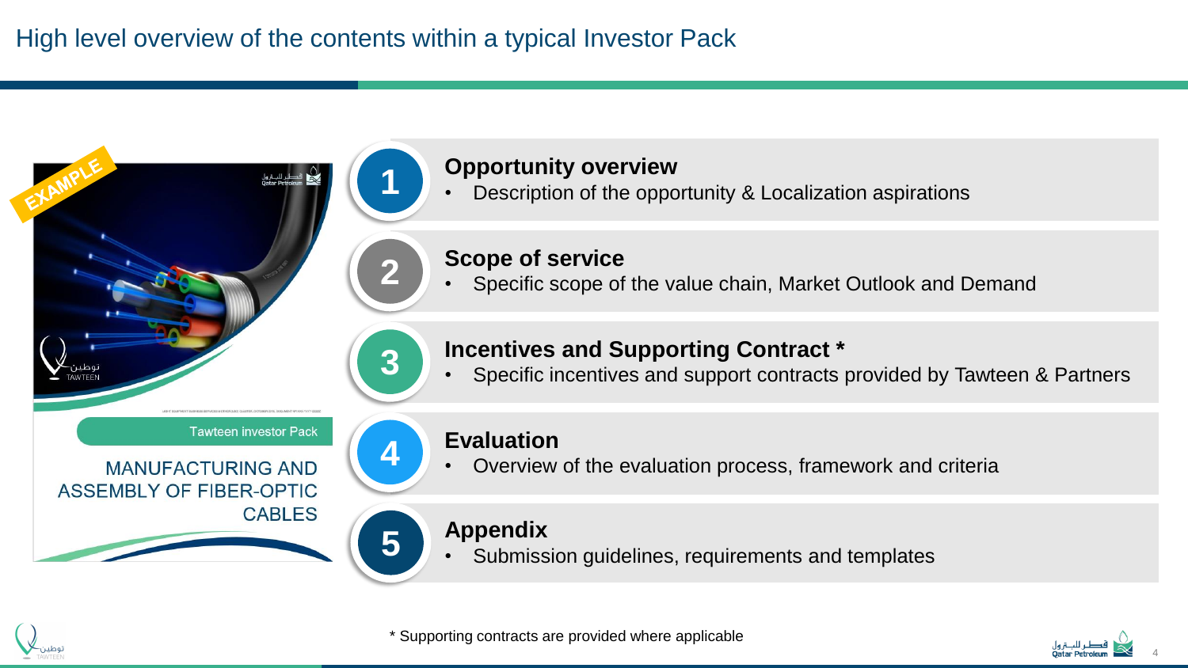# High level overview of the contents within a typical Investor Pack

EXAMPLE

Tawteen investor Pack

MANUFACTURING AND ASSEMBLY OF FIBER-OPTIC CABLES

**1 Opportunity overview**
- Description of the opportunity & Localization aspirations

**2 Scope of service**
- Specific scope of the value chain, Market Outlook and Demand

**3 Incentives and Supporting Contract ***
- Specific incentives and support contracts provided by Tawteen & Partners

**4 Evaluation**
- Overview of the evaluation process, framework and criteria

**5 Appendix**
- Submission guidelines, requirements and templates

* Supporting contracts are provided where applicable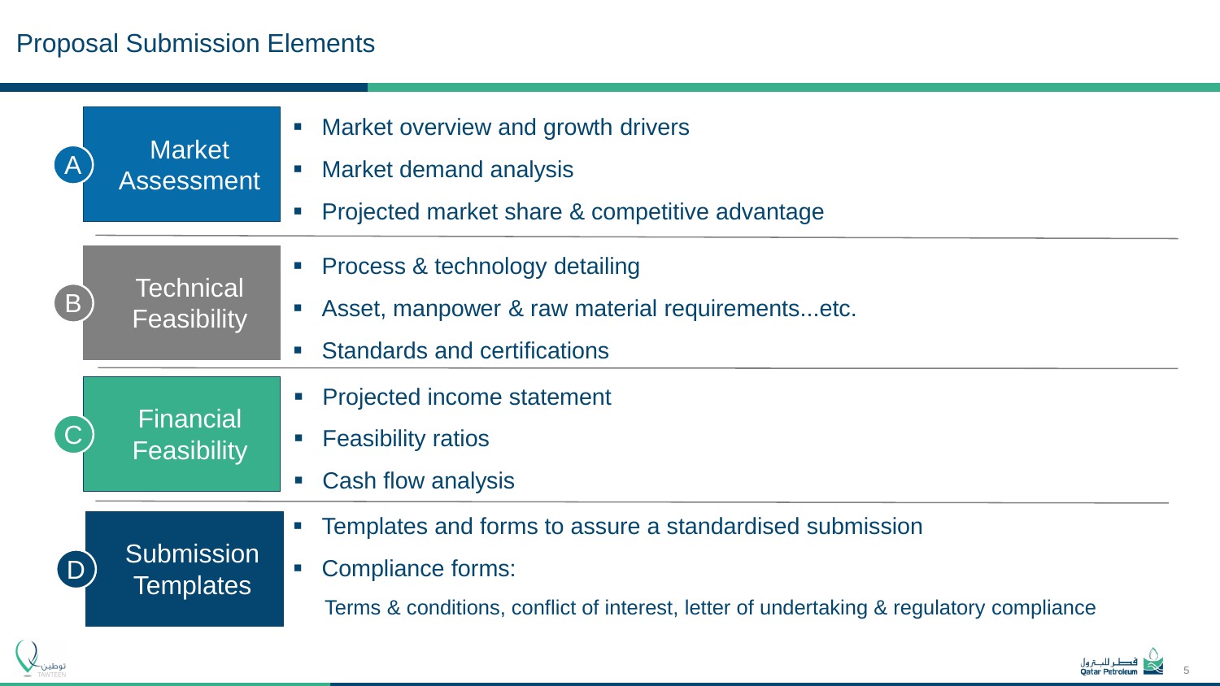# Proposal Submission Elements

## A) Market Assessment

- Market overview and growth drivers
- Market demand analysis
- Projected market share & competitive advantage

## B) Technical Feasibility

- Process & technology detailing
- Asset, manpower & raw material requirements...etc.
- Standards and certifications

## C) Financial Feasibility

- Projected income statement
- Feasibility ratios
- Cash flow analysis

## D) Submission Templates

- Templates and forms to assure a standardised submission
- Compliance forms:

  Terms & conditions, conflict of interest, letter of undertaking & regulatory compliance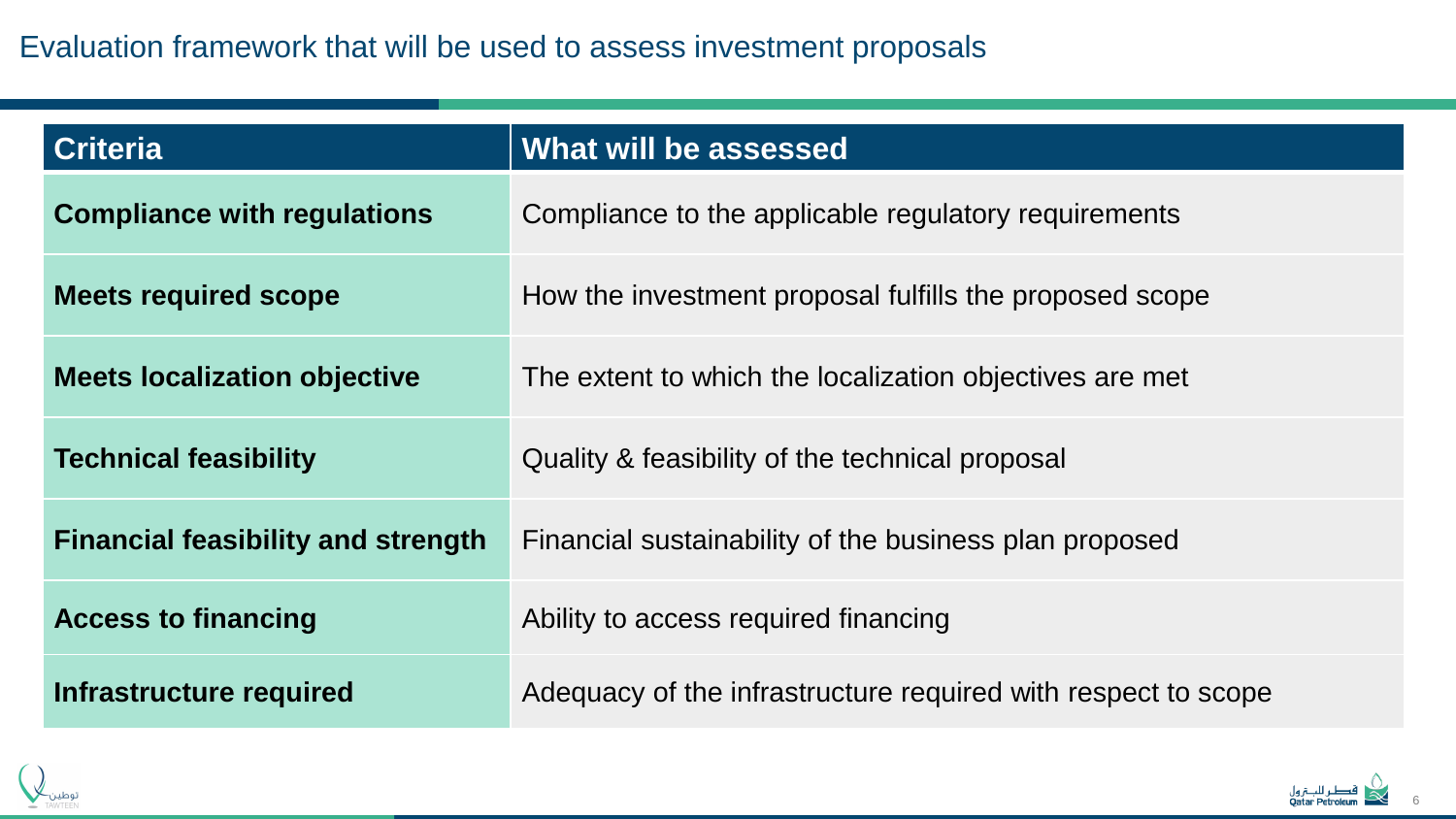# Evaluation framework that will be used to assess investment proposals

| Criteria | What will be assessed |
|---|---|
| **Compliance with regulations** | Compliance to the applicable regulatory requirements |
| **Meets required scope** | How the investment proposal fulfills the proposed scope |
| **Meets localization objective** | The extent to which the localization objectives are met |
| **Technical feasibility** | Quality & feasibility of the technical proposal |
| **Financial feasibility and strength** | Financial sustainability of the business plan proposed |
| **Access to financing** | Ability to access required financing |
| **Infrastructure required** | Adequacy of the infrastructure required with respect to scope |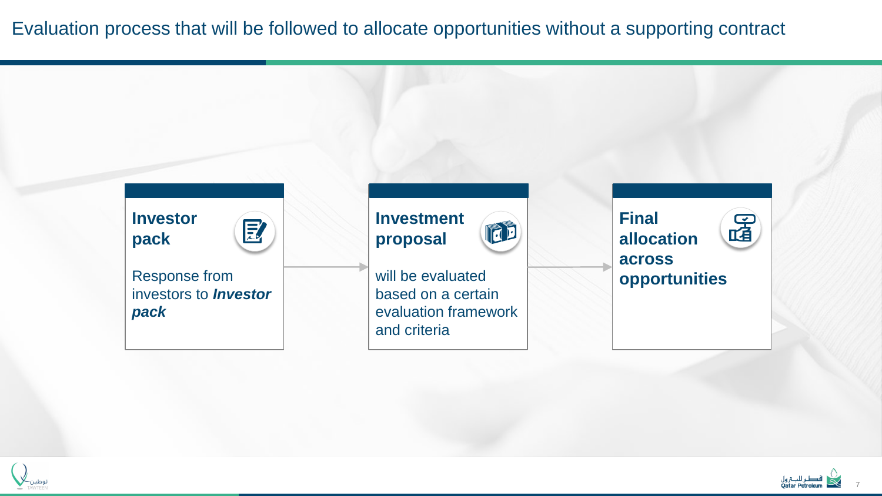# Evaluation process that will be followed to allocate opportunities without a supporting contract

**Investor pack**

Response from investors to ***Investor pack***

**Investment proposal**

will be evaluated based on a certain evaluation framework and criteria

**Final allocation across opportunities**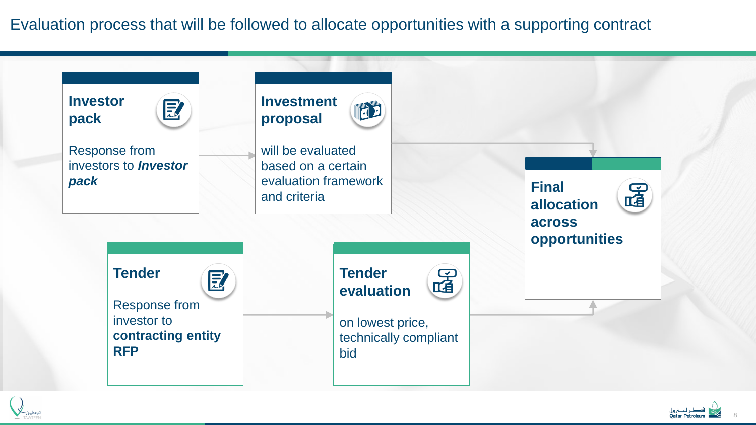# Evaluation process that will be followed to allocate opportunities with a supporting contract

### Investor pack

Response from investors to ***Investor pack***

### Investment proposal

will be evaluated based on a certain evaluation framework and criteria

### Tender

Response from investor to **contracting entity RFP**

### Tender evaluation

on lowest price, technically compliant bid

### Final allocation across opportunities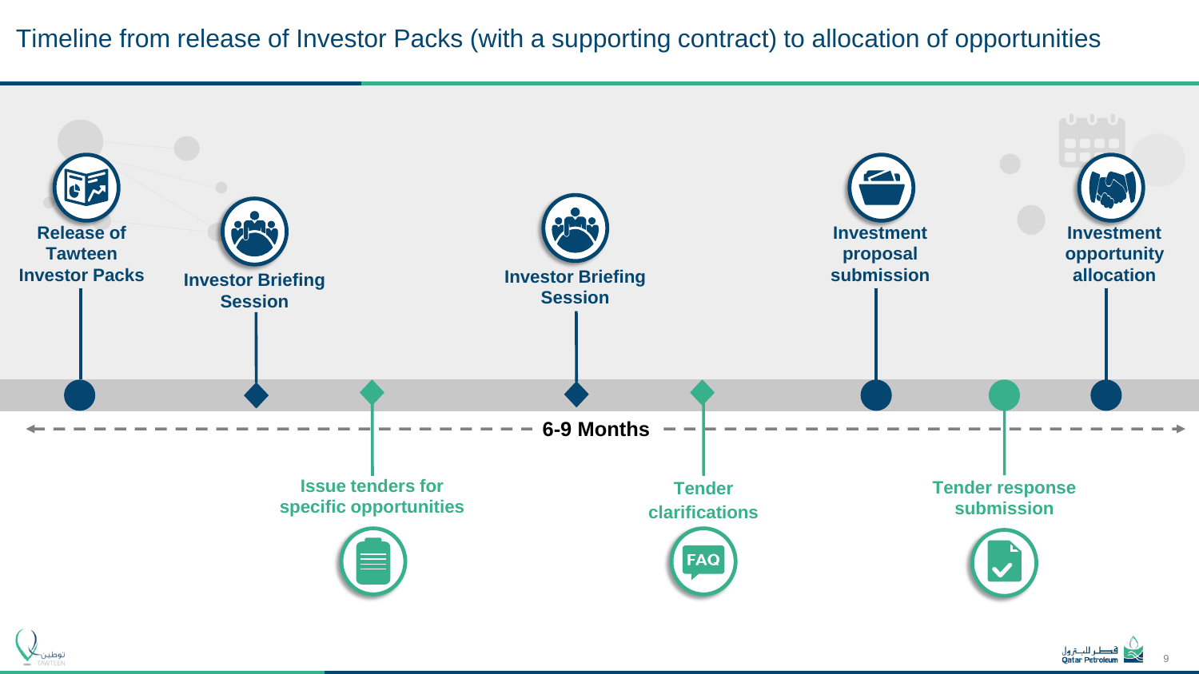# Timeline from release of Investor Packs (with a supporting contract) to allocation of opportunities

- Release of Tawteen Investor Packs
- Investor Briefing Session
- Issue tenders for specific opportunities
- Investor Briefing Session
- Tender clarifications
- Investment proposal submission
- Tender response submission
- Investment opportunity allocation

**6-9 Months**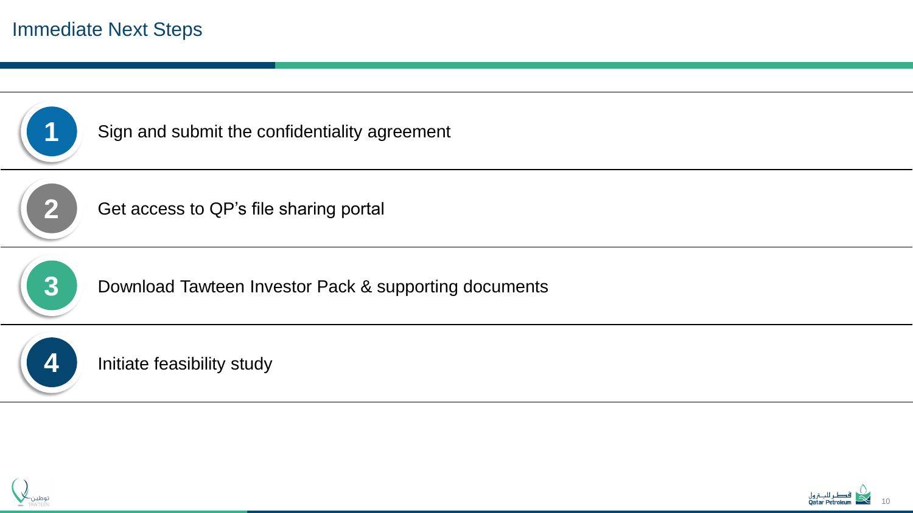# Immediate Next Steps

1. Sign and submit the confidentiality agreement
2. Get access to QP’s file sharing portal
3. Download Tawteen Investor Pack & supporting documents
4. Initiate feasibility study